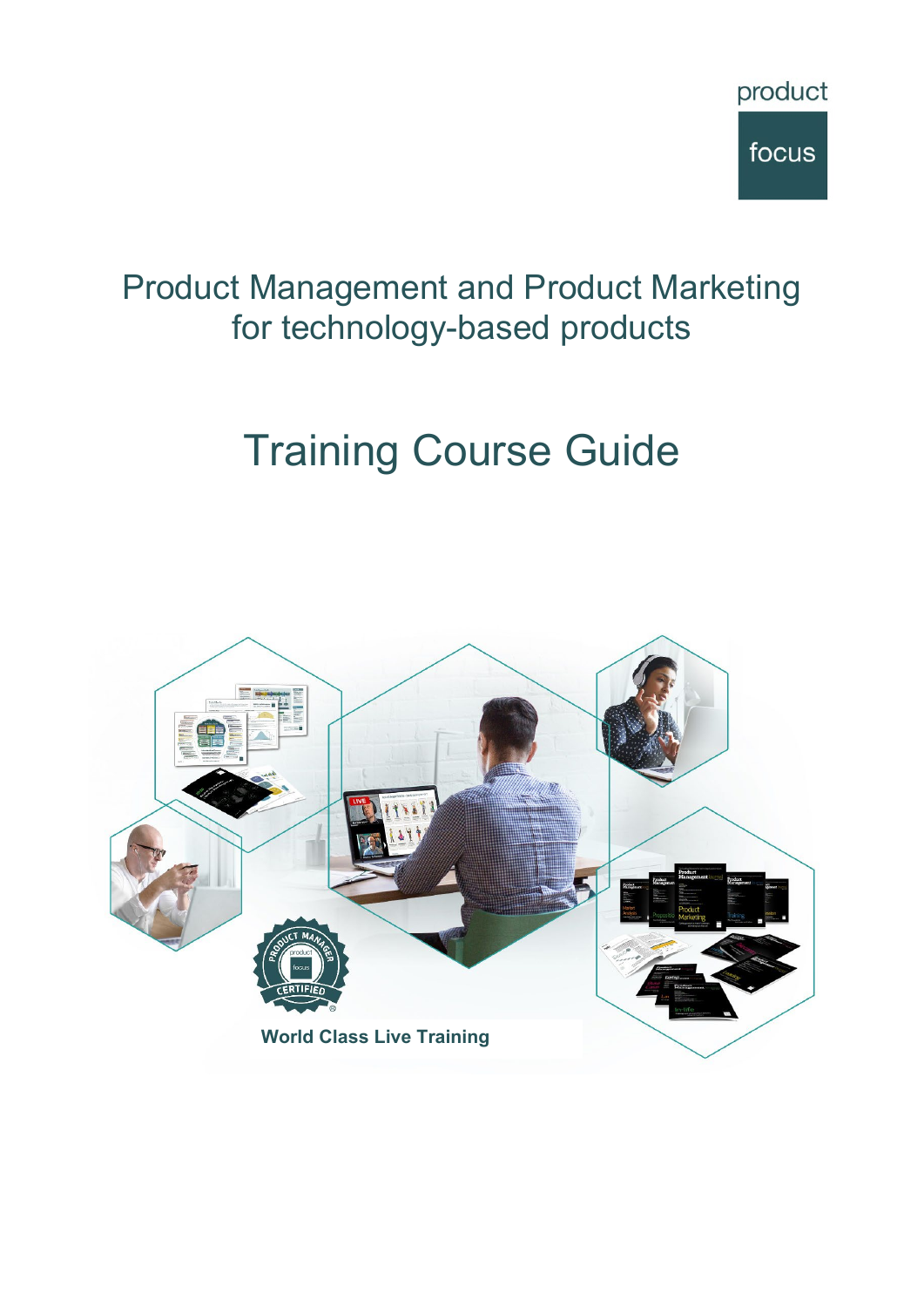product focus

# Product Management and Product Marketing for technology-based products

# Training Course Guide

World Class Live Training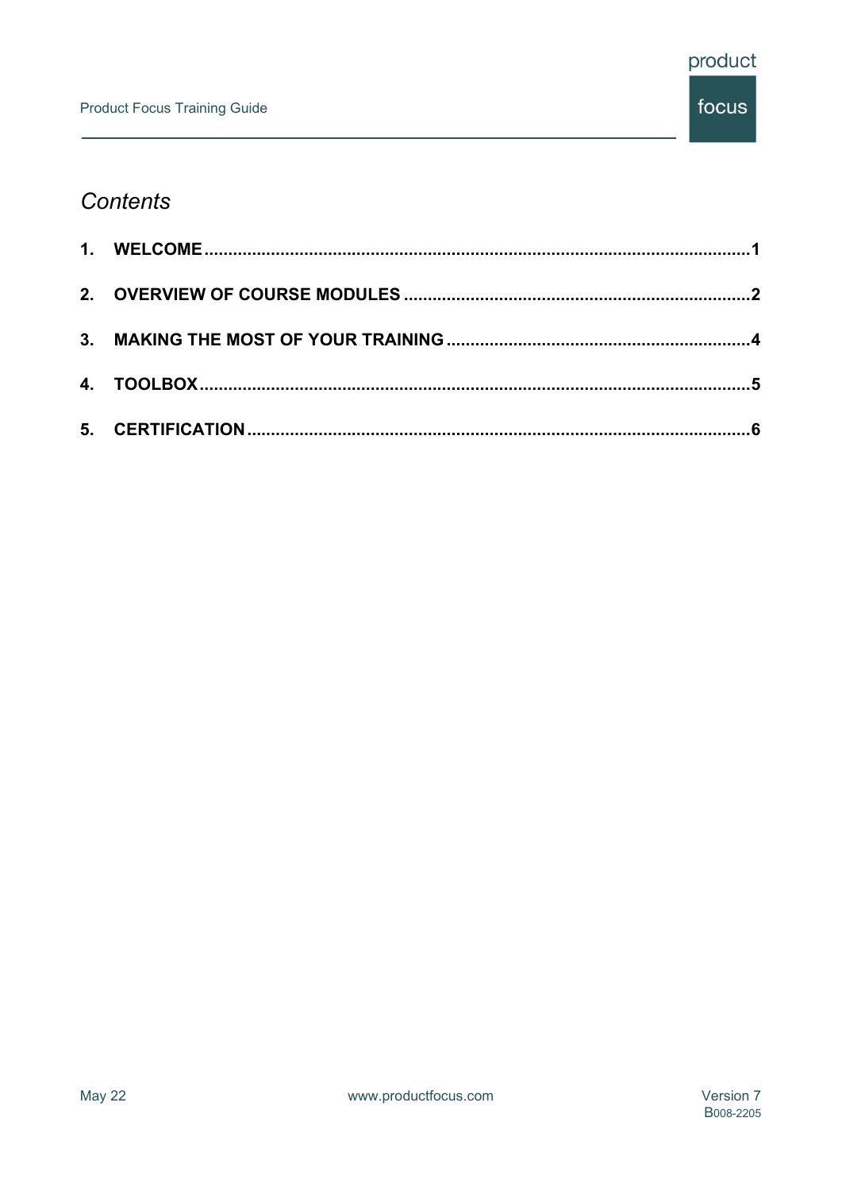# *Contents*

1. **WELCOME** .................................................. **1**
2. **OVERVIEW OF COURSE MODULES** .................................................. **2**
3. **MAKING THE MOST OF YOUR TRAINING** .................................................. **4**
4. **TOOLBOX** .................................................. **5**
5. **CERTIFICATION** .................................................. **6**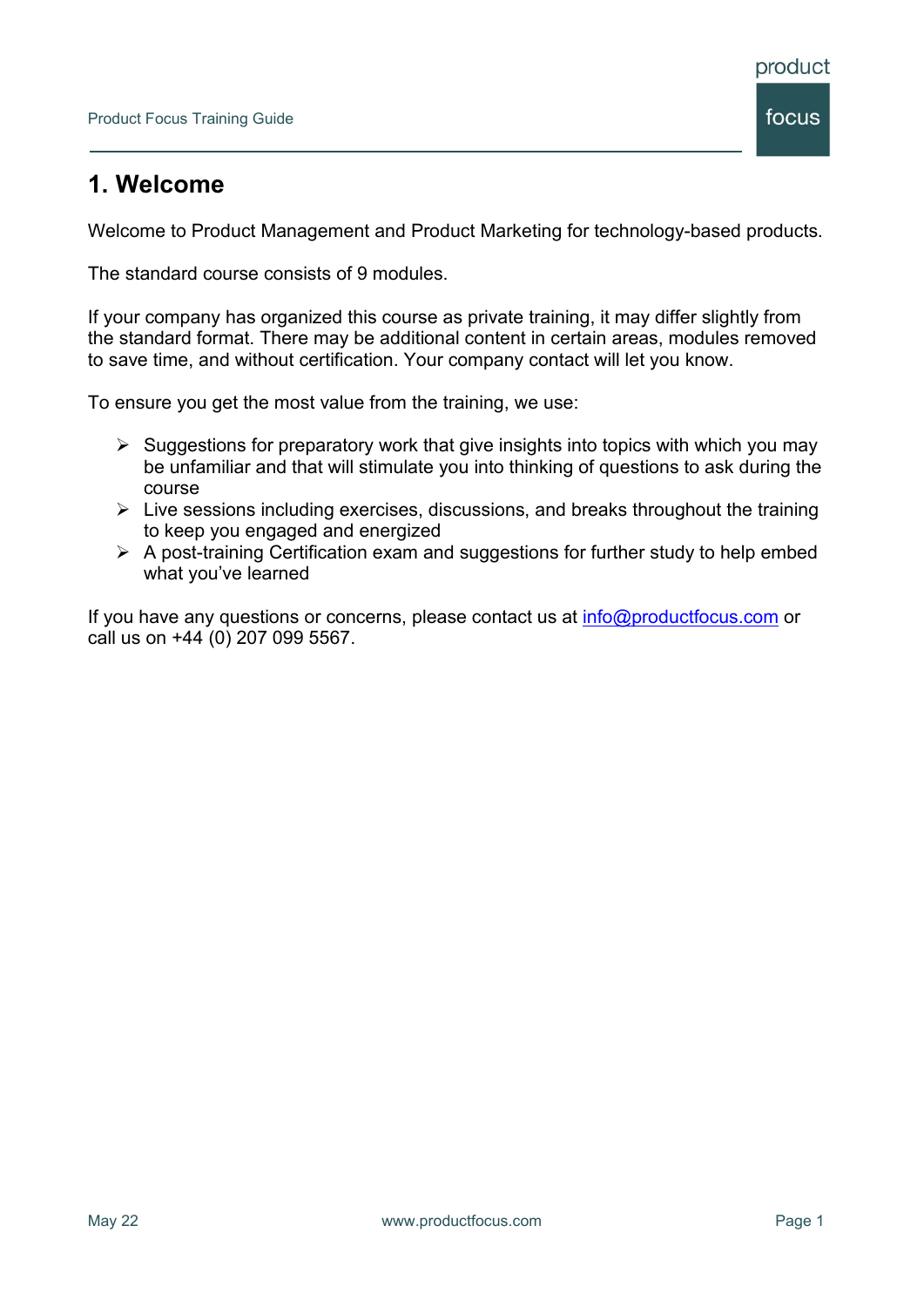# 1. Welcome

Welcome to Product Management and Product Marketing for technology-based products.

The standard course consists of 9 modules.

If your company has organized this course as private training, it may differ slightly from the standard format. There may be additional content in certain areas, modules removed to save time, and without certification. Your company contact will let you know.

To ensure you get the most value from the training, we use:

- Suggestions for preparatory work that give insights into topics with which you may be unfamiliar and that will stimulate you into thinking of questions to ask during the course
- Live sessions including exercises, discussions, and breaks throughout the training to keep you engaged and energized
- A post-training Certification exam and suggestions for further study to help embed what you've learned

If you have any questions or concerns, please contact us at info@productfocus.com or call us on +44 (0) 207 099 5567.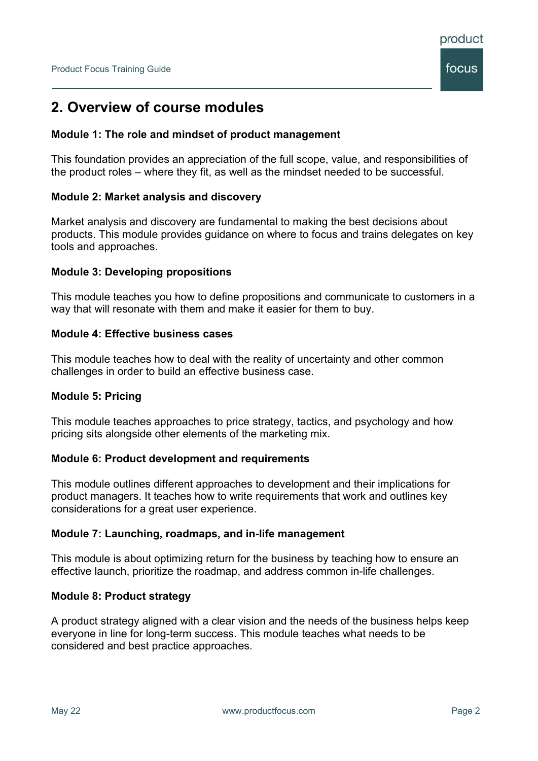## 2. Overview of course modules

**Module 1: The role and mindset of product management**

This foundation provides an appreciation of the full scope, value, and responsibilities of the product roles – where they fit, as well as the mindset needed to be successful.

**Module 2: Market analysis and discovery**

Market analysis and discovery are fundamental to making the best decisions about products. This module provides guidance on where to focus and trains delegates on key tools and approaches.

**Module 3: Developing propositions**

This module teaches you how to define propositions and communicate to customers in a way that will resonate with them and make it easier for them to buy.

**Module 4: Effective business cases**

This module teaches how to deal with the reality of uncertainty and other common challenges in order to build an effective business case.

**Module 5: Pricing**

This module teaches approaches to price strategy, tactics, and psychology and how pricing sits alongside other elements of the marketing mix.

**Module 6: Product development and requirements**

This module outlines different approaches to development and their implications for product managers. It teaches how to write requirements that work and outlines key considerations for a great user experience.

**Module 7: Launching, roadmaps, and in-life management**

This module is about optimizing return for the business by teaching how to ensure an effective launch, prioritize the roadmap, and address common in-life challenges.

**Module 8: Product strategy**

A product strategy aligned with a clear vision and the needs of the business helps keep everyone in line for long-term success. This module teaches what needs to be considered and best practice approaches.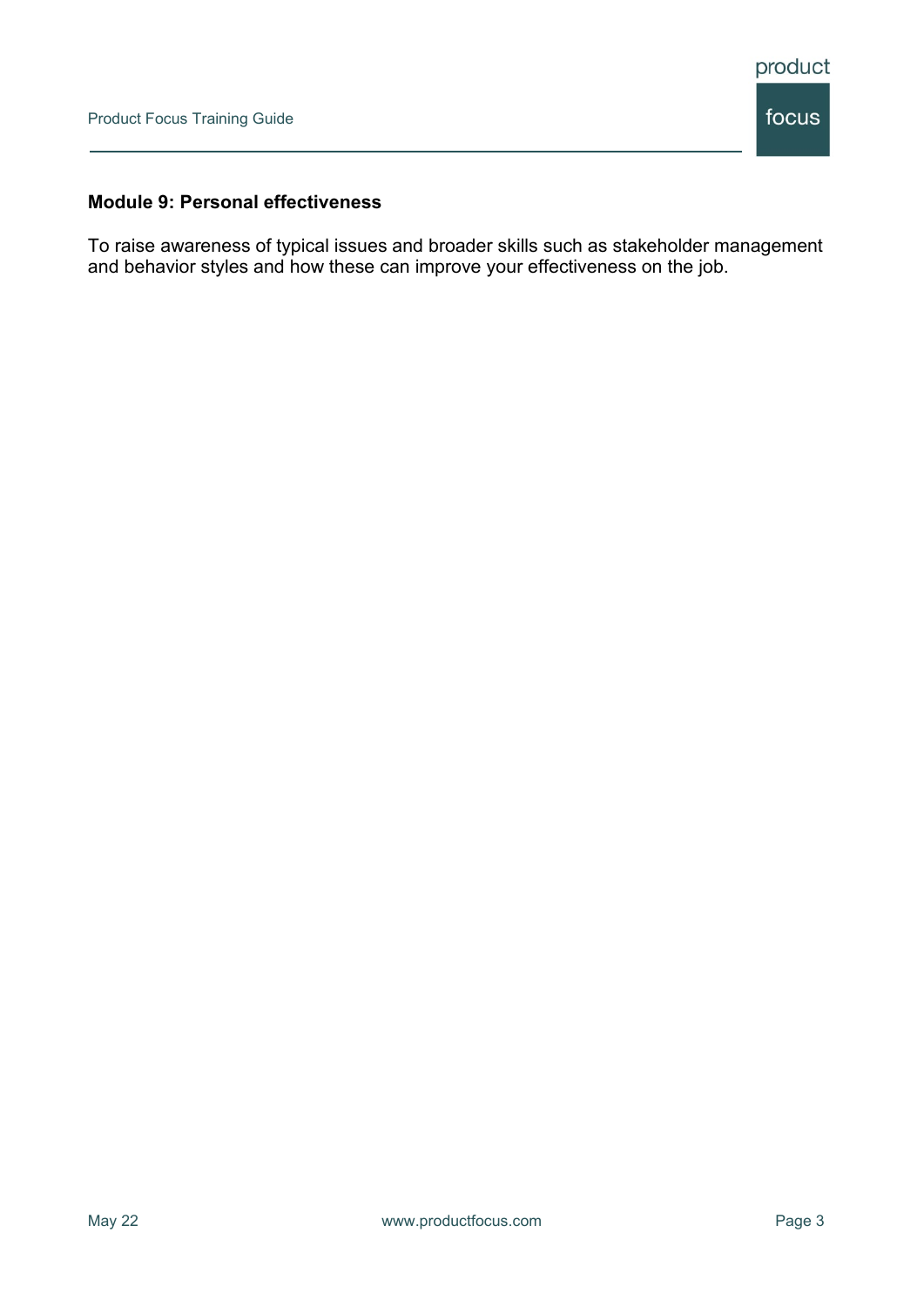**Module 9: Personal effectiveness**

To raise awareness of typical issues and broader skills such as stakeholder management and behavior styles and how these can improve your effectiveness on the job.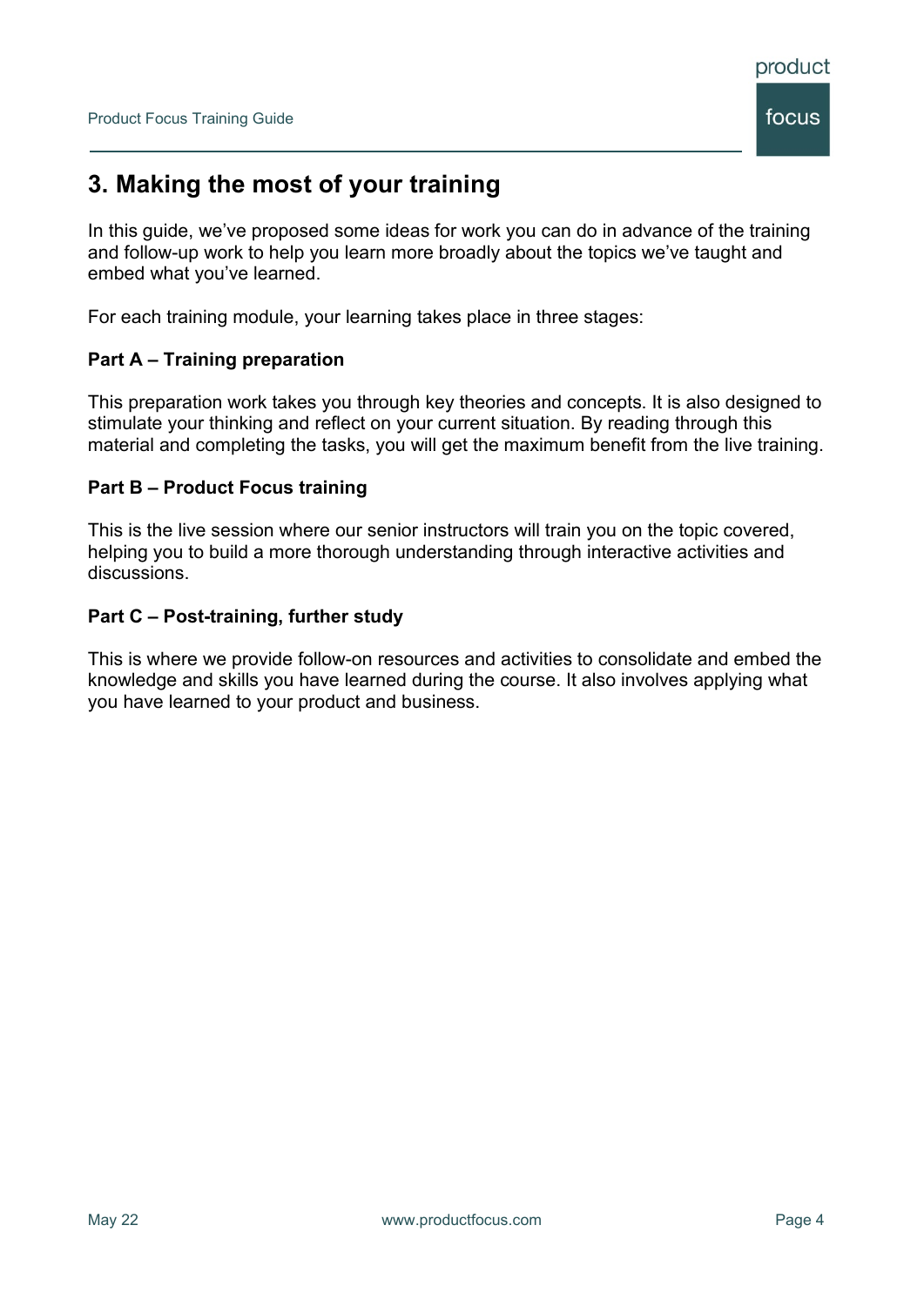## 3. Making the most of your training

In this guide, we've proposed some ideas for work you can do in advance of the training and follow-up work to help you learn more broadly about the topics we've taught and embed what you've learned.

For each training module, your learning takes place in three stages:

### Part A – Training preparation

This preparation work takes you through key theories and concepts. It is also designed to stimulate your thinking and reflect on your current situation. By reading through this material and completing the tasks, you will get the maximum benefit from the live training.

### Part B – Product Focus training

This is the live session where our senior instructors will train you on the topic covered, helping you to build a more thorough understanding through interactive activities and discussions.

### Part C – Post-training, further study

This is where we provide follow-on resources and activities to consolidate and embed the knowledge and skills you have learned during the course. It also involves applying what you have learned to your product and business.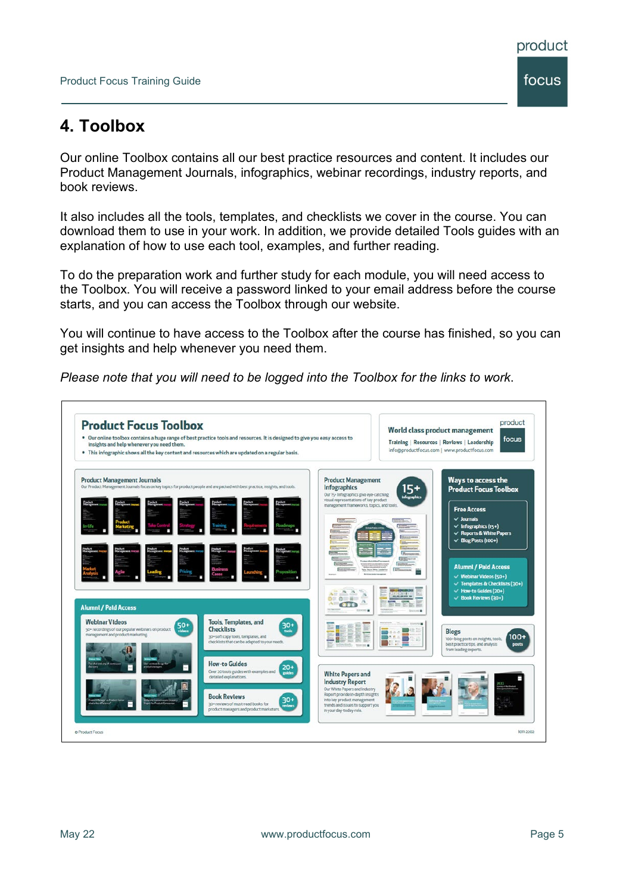# 4. Toolbox

Our online Toolbox contains all our best practice resources and content. It includes our Product Management Journals, infographics, webinar recordings, industry reports, and book reviews.

It also includes all the tools, templates, and checklists we cover in the course. You can download them to use in your work. In addition, we provide detailed Tools guides with an explanation of how to use each tool, examples, and further reading.

To do the preparation work and further study for each module, you will need access to the Toolbox. You will receive a password linked to your email address before the course starts, and you can access the Toolbox through our website.

You will continue to have access to the Toolbox after the course has finished, so you can get insights and help whenever you need them.

*Please note that you will need to be logged into the Toolbox for the links to work.*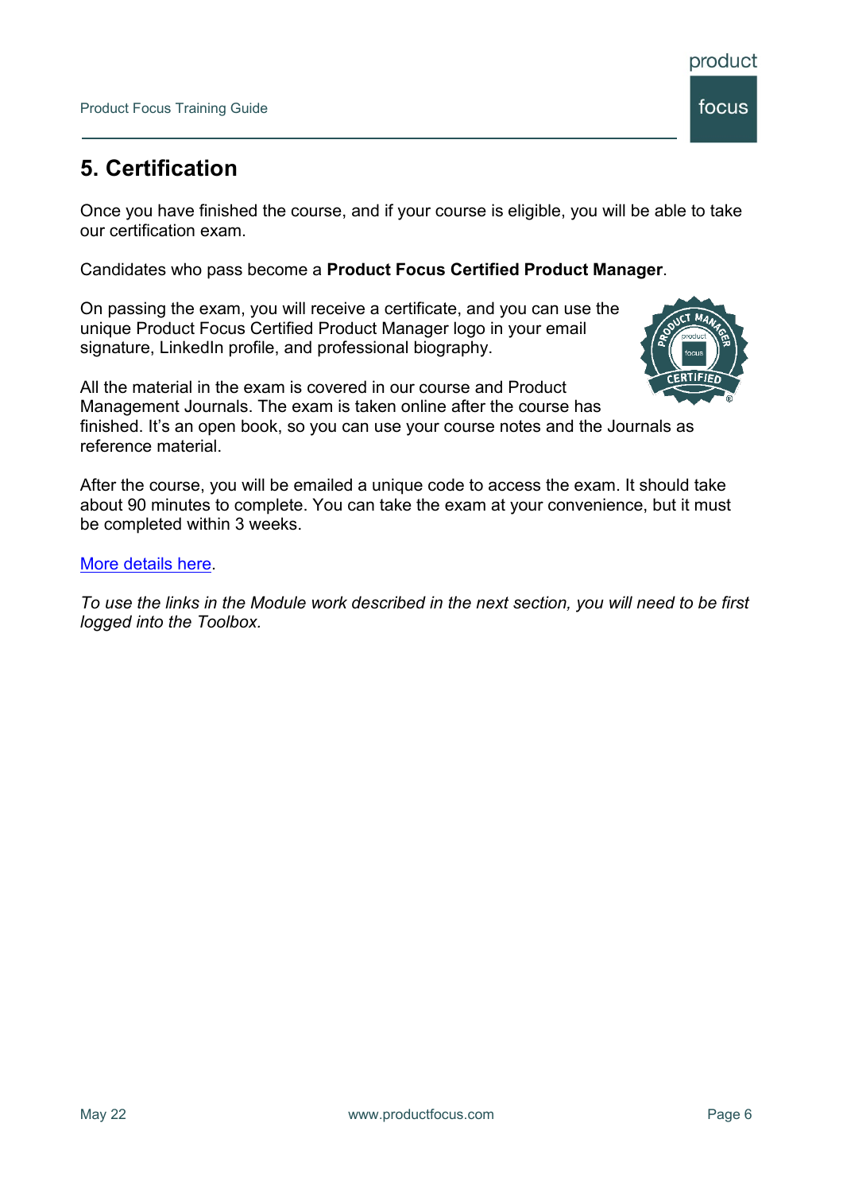# 5. Certification

Once you have finished the course, and if your course is eligible, you will be able to take our certification exam.

Candidates who pass become a **Product Focus Certified Product Manager**.

On passing the exam, you will receive a certificate, and you can use the unique Product Focus Certified Product Manager logo in your email signature, LinkedIn profile, and professional biography.

All the material in the exam is covered in our course and Product Management Journals. The exam is taken online after the course has finished. It's an open book, so you can use your course notes and the Journals as reference material.

After the course, you will be emailed a unique code to access the exam. It should take about 90 minutes to complete. You can take the exam at your convenience, but it must be completed within 3 weeks.

More details here.

*To use the links in the Module work described in the next section, you will need to be first logged into the Toolbox.*